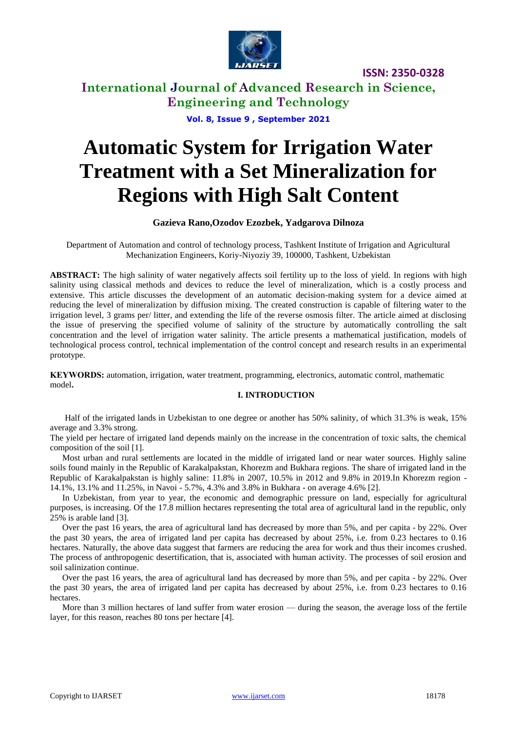# Automatic System for Irrigation Water Treatment with a Set Mineralization for Regions with High Salt Content

**Gazieva Rano,Ozodov Ezozbek, Yadgarova Dilnoza**

Department of Automation and control of technology process, Tashkent Institute of Irrigation and Agricultural Mechanization Engineers, Koriy-Niyoziy 39, 100000, Tashkent, Uzbekistan

**ABSTRACT:** The high salinity of water negatively affects soil fertility up to the loss of yield. In regions with high salinity using classical methods and devices to reduce the level of mineralization, which is a costly process and extensive. This article discusses the development of an automatic decision-making system for a device aimed at reducing the level of mineralization by diffusion mixing. The created construction is capable of filtering water to the irrigation level, 3 grams per/ litter, and extending the life of the reverse osmosis filter. The article aimed at disclosing the issue of preserving the specified volume of salinity of the structure by automatically controlling the salt concentration and the level of irrigation water salinity. The article presents a mathematical justification, models of technological process control, technical implementation of the control concept and research results in an experimental prototype.

**KEYWORDS:** automation, irrigation, water treatment, programming, electronics, automatic control, mathematic model**.**

## I. INTRODUCTION

Half of the irrigated lands in Uzbekistan to one degree or another has 50% salinity, of which 31.3% is weak, 15% average and 3.3% strong.

The yield per hectare of irrigated land depends mainly on the increase in the concentration of toxic salts, the chemical composition of the soil [1].

Most urban and rural settlements are located in the middle of irrigated land or near water sources. Highly saline soils found mainly in the Republic of Karakalpakstan, Khorezm and Bukhara regions. The share of irrigated land in the Republic of Karakalpakstan is highly saline: 11.8% in 2007, 10.5% in 2012 and 9.8% in 2019.In Khorezm region - 14.1%, 13.1% and 11.25%, in Navoi - 5.7%, 4.3% and 3.8% in Bukhara - on average 4.6% [2].

In Uzbekistan, from year to year, the economic and demographic pressure on land, especially for agricultural purposes, is increasing. Of the 17.8 million hectares representing the total area of agricultural land in the republic, only 25% is arable land [3].

Over the past 16 years, the area of agricultural land has decreased by more than 5%, and per capita - by 22%. Over the past 30 years, the area of irrigated land per capita has decreased by about 25%, i.e. from 0.23 hectares to 0.16 hectares. Naturally, the above data suggest that farmers are reducing the area for work and thus their incomes crushed. The process of anthropogenic desertification, that is, associated with human activity. The processes of soil erosion and soil salinization continue.

Over the past 16 years, the area of agricultural land has decreased by more than 5%, and per capita - by 22%. Over the past 30 years, the area of irrigated land per capita has decreased by about 25%, i.e. from 0.23 hectares to 0.16 hectares.

More than 3 million hectares of land suffer from water erosion — during the season, the average loss of the fertile layer, for this reason, reaches 80 tons per hectare [4].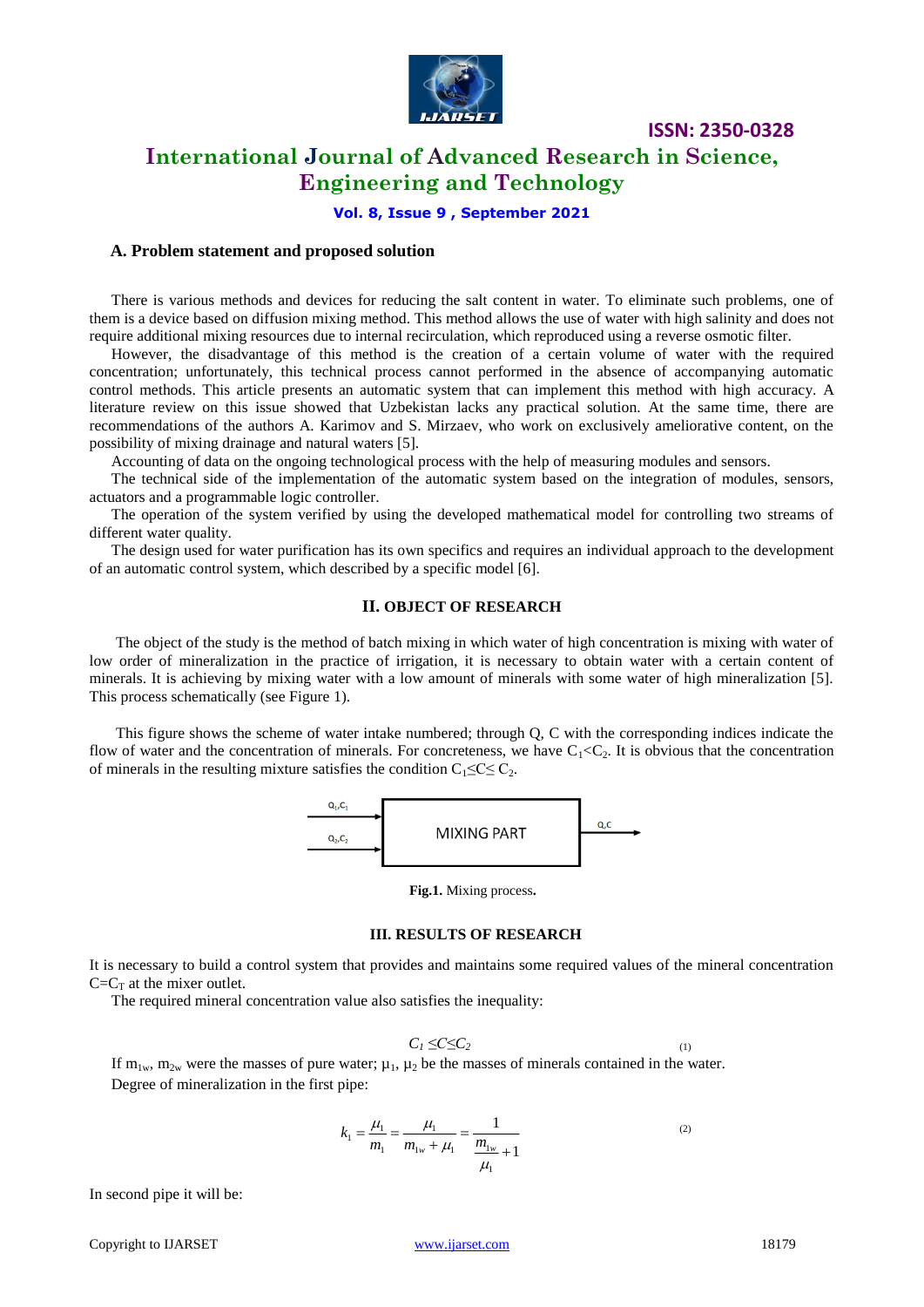### A. Problem statement and proposed solution

There is various methods and devices for reducing the salt content in water. To eliminate such problems, one of them is a device based on diffusion mixing method. This method allows the use of water with high salinity and does not require additional mixing resources due to internal recirculation, which reproduced using a reverse osmotic filter.

However, the disadvantage of this method is the creation of a certain volume of water with the required concentration; unfortunately, this technical process cannot performed in the absence of accompanying automatic control methods. This article presents an automatic system that can implement this method with high accuracy. A literature review on this issue showed that Uzbekistan lacks any practical solution. At the same time, there are recommendations of the authors A. Karimov and S. Mirzaev, who work on exclusively ameliorative content, on the possibility of mixing drainage and natural waters [5].

Accounting of data on the ongoing technological process with the help of measuring modules and sensors.

The technical side of the implementation of the automatic system based on the integration of modules, sensors, actuators and a programmable logic controller.

The operation of the system verified by using the developed mathematical model for controlling two streams of different water quality.

The design used for water purification has its own specifics and requires an individual approach to the development of an automatic control system, which described by a specific model [6].

## II. OBJECT OF RESEARCH

The object of the study is the method of batch mixing in which water of high concentration is mixing with water of low order of mineralization in the practice of irrigation, it is necessary to obtain water with a certain content of minerals. It is achieving by mixing water with a low amount of minerals with some water of high mineralization [5]. This process schematically (see Figure 1).

This figure shows the scheme of water intake numbered; through Q, C with the corresponding indices indicate the flow of water and the concentration of minerals. For concreteness, we have $C_1<C_2$. It is obvious that the concentration of minerals in the resulting mixture satisfies the condition $C_1 \leq C \leq C_2$.

$Q_1,C_1$ → MIXING PART → $Q,C$

$Q_2,C_2$ →

**Fig.1.** Mixing process.

## III. RESULTS OF RESEARCH

It is necessary to build a control system that provides and maintains some required values of the mineral concentration $C=C_T$ at the mixer outlet.

The required mineral concentration value also satisfies the inequality:

$$C_1 \leq C \leq C_2 \tag{1}$$

If $m_{1w}$, $m_{2w}$ were the masses of pure water; $\mu_1$, $\mu_2$ be the masses of minerals contained in the water.

Degree of mineralization in the first pipe:

$$k_1 = \frac{\mu_1}{m_1} = \frac{\mu_1}{m_{1w} + \mu_1} = \frac{1}{\dfrac{m_{1w}}{\mu_1} + 1} \tag{2}$$

In second pipe it will be: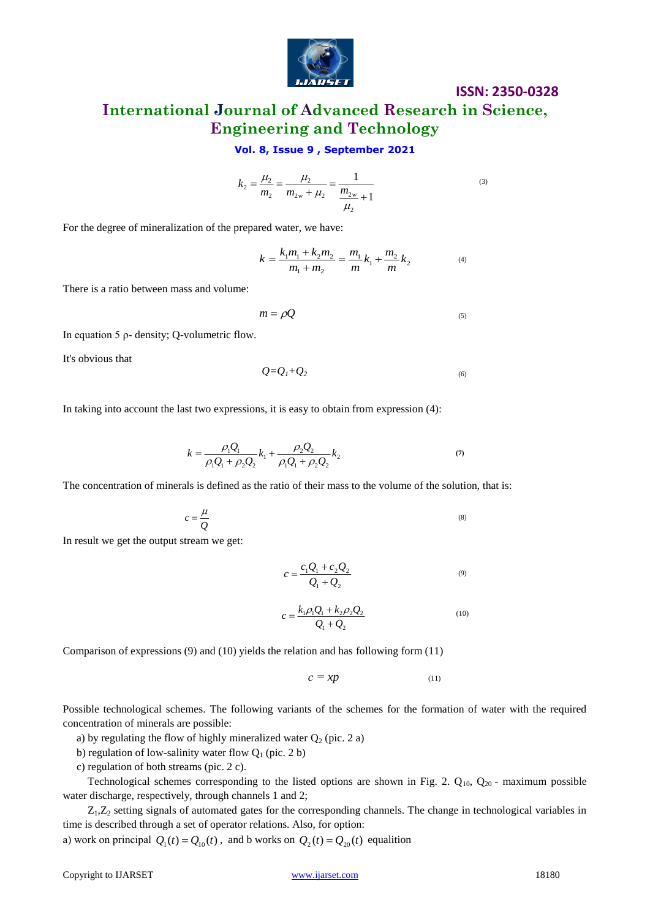$$k_2 = \frac{\mu_2}{m_2} = \frac{\mu_2}{m_{2w} + \mu_2} = \frac{1}{\dfrac{m_{2w}}{\mu_2} + 1} \tag{3}$$

For the degree of mineralization of the prepared water, we have:

$$k = \frac{k_1 m_1 + k_2 m_2}{m_1 + m_2} = \frac{m_1}{m} k_1 + \frac{m_2}{m} k_2 \tag{4}$$

There is a ratio between mass and volume:

$$m = \rho Q \tag{5}$$

In equation 5 ρ- density; Q-volumetric flow.

It's obvious that

$$Q = Q_1 + Q_2 \tag{6}$$

In taking into account the last two expressions, it is easy to obtain from expression (4):

$$k = \frac{\rho_1 Q_1}{\rho_1 Q_1 + \rho_2 Q_2} k_1 + \frac{\rho_2 Q_2}{\rho_1 Q_1 + \rho_2 Q_2} k_2 \tag{7}$$

The concentration of minerals is defined as the ratio of their mass to the volume of the solution, that is:

$$c = \frac{\mu}{Q} \tag{8}$$

In result we get the output stream we get:

$$c = \frac{c_1 Q_1 + c_2 Q_2}{Q_1 + Q_2} \tag{9}$$

$$c = \frac{k_1 \rho_1 Q_1 + k_2 \rho_2 Q_2}{Q_1 + Q_2} \tag{10}$$

Comparison of expressions (9) and (10) yields the relation and has following form (11)

$$c = xp \tag{11}$$

Possible technological schemes. The following variants of the schemes for the formation of water with the required concentration of minerals are possible:

a) by regulating the flow of highly mineralized water $Q_2$ (pic. 2 a)

b) regulation of low-salinity water flow $Q_1$ (pic. 2 b)

c) regulation of both streams (pic. 2 c).

Technological schemes corresponding to the listed options are shown in Fig. 2. $Q_{10}$, $Q_{20}$ - maximum possible water discharge, respectively, through channels 1 and 2;

$Z_1$,$Z_2$ setting signals of automated gates for the corresponding channels. The change in technological variables in time is described through a set of operator relations. Also, for option:

a) work on principal $Q_1(t) = Q_{10}(t)$ , and b works on $Q_2(t) = Q_{20}(t)$ equalition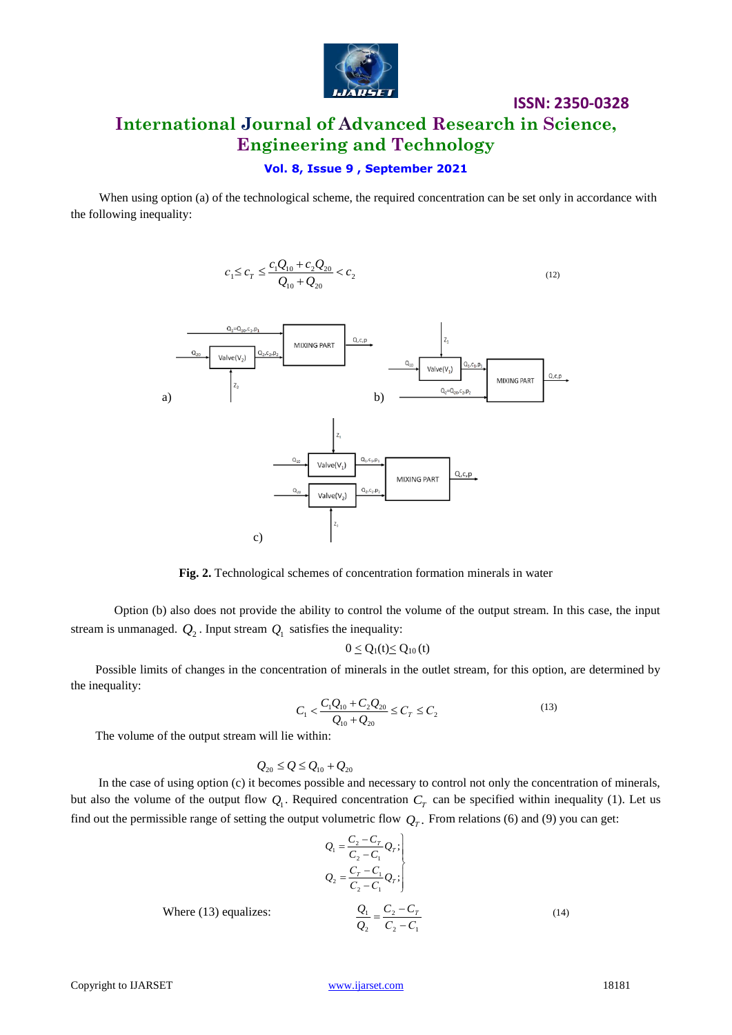When using option (a) of the technological scheme, the required concentration can be set only in accordance with the following inequality:

$$c_1 \le c_T \le \frac{c_1 Q_{10} + c_2 Q_{20}}{Q_{10} + Q_{20}} < c_2 \qquad (12)$$

**Fig. 2.** Technological schemes of concentration formation minerals in water

Option (b) also does not provide the ability to control the volume of the output stream. In this case, the input stream is unmanaged. $Q_2$. Input stream $Q_1$ satisfies the inequality:

$$0 \le Q_1(t) \le Q_{10}(t)$$

Possible limits of changes in the concentration of minerals in the outlet stream, for this option, are determined by the inequality:

$$C_1 < \frac{C_1 Q_{10} + C_2 Q_{20}}{Q_{10} + Q_{20}} \le C_T \le C_2 \qquad (13)$$

The volume of the output stream will lie within:

$$Q_{20} \le Q \le Q_{10} + Q_{20}$$

In the case of using option (c) it becomes possible and necessary to control not only the concentration of minerals, but also the volume of the output flow $Q_1$. Required concentration $C_T$ can be specified within inequality (1). Let us find out the permissible range of setting the output volumetric flow $Q_T$. From relations (6) and (9) you can get:

$$\left.\begin{aligned} Q_1 &= \frac{C_2 - C_T}{C_2 - C_1} Q_T; \\ Q_2 &= \frac{C_T - C_1}{C_2 - C_1} Q_T; \end{aligned}\right\}$$

Where (13) equalizes:

$$\frac{Q_1}{Q_2} = \frac{C_2 - C_T}{C_2 - C_1} \qquad (14)$$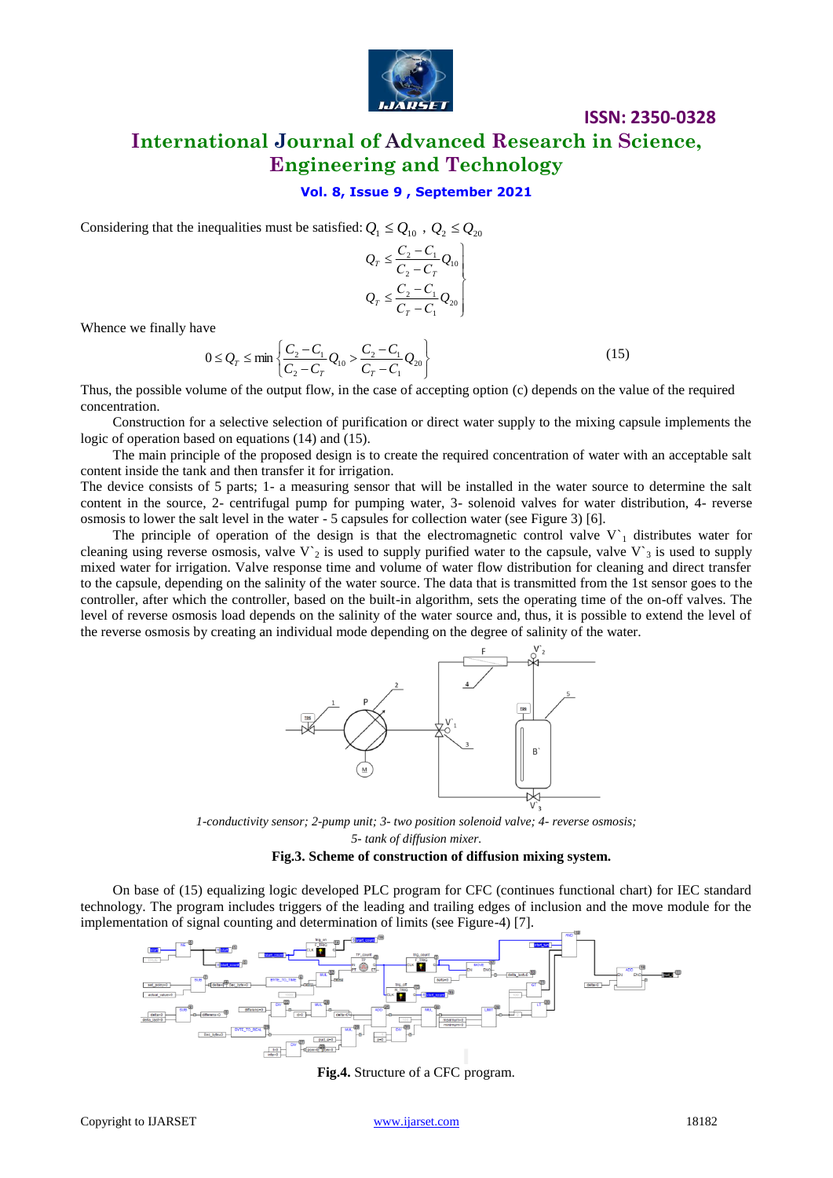Considering that the inequalities must be satisfied: $Q_1 \le Q_{10}$ , $Q_2 \le Q_{20}$

$$\left. \begin{aligned} Q_T \le \frac{C_2 - C_1}{C_2 - C_T} Q_{10} \\ Q_T \le \frac{C_2 - C_1}{C_T - C_1} Q_{20} \end{aligned} \right\}$$

Whence we finally have

$$0 \le Q_T \le \min \left\{ \frac{C_2 - C_1}{C_2 - C_T} Q_{10} > \frac{C_2 - C_1}{C_T - C_1} Q_{20} \right\} \tag{15}$$

Thus, the possible volume of the output flow, in the case of accepting option (c) depends on the value of the required concentration.

Construction for a selective selection of purification or direct water supply to the mixing capsule implements the logic of operation based on equations (14) and (15).

The main principle of the proposed design is to create the required concentration of water with an acceptable salt content inside the tank and then transfer it for irrigation.

The device consists of 5 parts; 1- a measuring sensor that will be installed in the water source to determine the salt content in the source, 2- centrifugal pump for pumping water, 3- solenoid valves for water distribution, 4- reverse osmosis to lower the salt level in the water - 5 capsules for collection water (see Figure 3) [6].

The principle of operation of the design is that the electromagnetic control valve V`$_1$ distributes water for cleaning using reverse osmosis, valve V`$_2$ is used to supply purified water to the capsule, valve V`$_3$ is used to supply mixed water for irrigation. Valve response time and volume of water flow distribution for cleaning and direct transfer to the capsule, depending on the salinity of the water source. The data that is transmitted from the 1st sensor goes to the controller, after which the controller, based on the built-in algorithm, sets the operating time of the on-off valves. The level of reverse osmosis load depends on the salinity of the water source and, thus, it is possible to extend the level of the reverse osmosis by creating an individual mode depending on the degree of salinity of the water.

*1-conductivity sensor; 2-pump unit; 3- two position solenoid valve; 4- reverse osmosis; 5- tank of diffusion mixer.*

**Fig.3. Scheme of construction of diffusion mixing system.**

On base of (15) equalizing logic developed PLC program for CFC (continues functional chart) for IEC standard technology. The program includes triggers of the leading and trailing edges of inclusion and the move module for the implementation of signal counting and determination of limits (see Figure-4) [7].

**Fig.4.** Structure of a CFC program.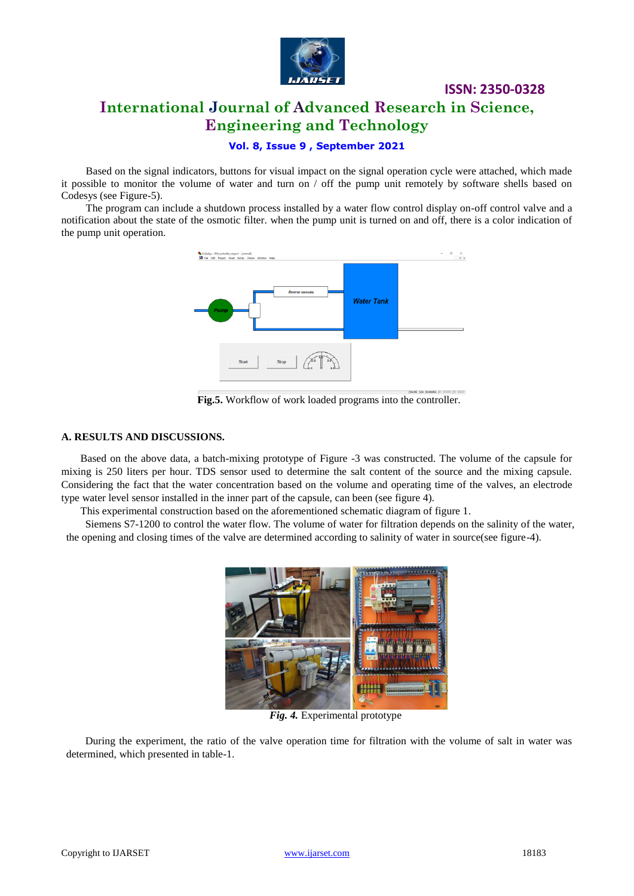Based on the signal indicators, buttons for visual impact on the signal operation cycle were attached, which made it possible to monitor the volume of water and turn on / off the pump unit remotely by software shells based on Codesys (see Figure-5).

The program can include a shutdown process installed by a water flow control display on-off control valve and a notification about the state of the osmotic filter. when the pump unit is turned on and off, there is a color indication of the pump unit operation.

**Fig.5.** Workflow of work loaded programs into the controller.

### A. RESULTS AND DISCUSSIONS.

Based on the above data, a batch-mixing prototype of Figure -3 was constructed. The volume of the capsule for mixing is 250 liters per hour. TDS sensor used to determine the salt content of the source and the mixing capsule. Considering the fact that the water concentration based on the volume and operating time of the valves, an electrode type water level sensor installed in the inner part of the capsule, can been (see figure 4).

This experimental construction based on the aforementioned schematic diagram of figure 1.

Siemens S7-1200 to control the water flow. The volume of water for filtration depends on the salinity of the water, the opening and closing times of the valve are determined according to salinity of water in source(see figure-4).

***Fig. 4.*** Experimental prototype

During the experiment, the ratio of the valve operation time for filtration with the volume of salt in water was determined, which presented in table-1.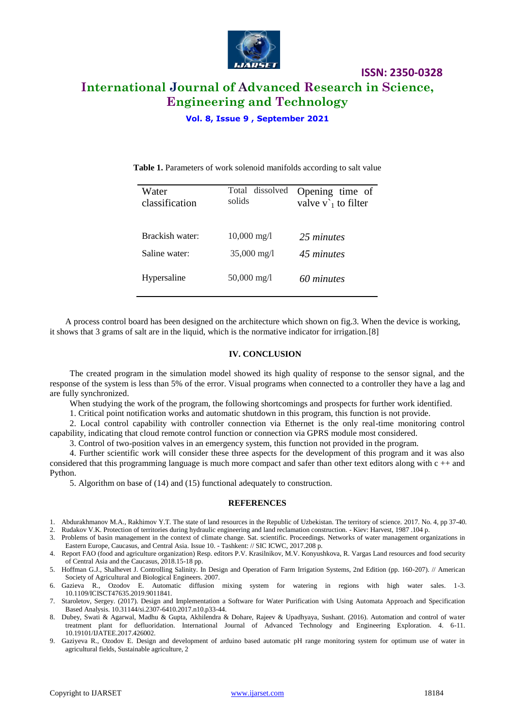**Table 1.** Parameters of work solenoid manifolds according to salt value

| Water classification | Total dissolved solids | Opening time of valve $v`_1$ to filter |
|---|---|---|
| Brackish water: | 10,000 mg/l | *25 minutes* |
| Saline water: | 35,000 mg/l | *45 minutes* |
| Hypersaline | 50,000 mg/l | *60 minutes* |

A process control board has been designed on the architecture which shown on fig.3. When the device is working, it shows that 3 grams of salt are in the liquid, which is the normative indicator for irrigation.[8]

## IV. CONCLUSION

The created program in the simulation model showed its high quality of response to the sensor signal, and the response of the system is less than 5% of the error. Visual programs when connected to a controller they have a lag and are fully synchronized.

When studying the work of the program, the following shortcomings and prospects for further work identified.

1. Critical point notification works and automatic shutdown in this program, this function is not provide.
2. Local control capability with controller connection via Ethernet is the only real-time monitoring control capability, indicating that cloud remote control function or connection via GPRS module most considered.
3. Control of two-position valves in an emergency system, this function not provided in the program.
4. Further scientific work will consider these three aspects for the development of this program and it was also considered that this programming language is much more compact and safer than other text editors along with c ++ and Python.
5. Algorithm on base of (14) and (15) functional adequately to construction.

## REFERENCES

1. Abdurakhmanov M.A., Rakhimov Y.T. The state of land resources in the Republic of Uzbekistan. The territory of science. 2017. No. 4, pp 37-40.
2. Rudakov V.K. Protection of territories during hydraulic engineering and land reclamation construction. - Kiev: Harvest, 1987 .104 p.
3. Problems of basin management in the context of climate change. Sat. scientific. Proceedings. Networks of water management organizations in Eastern Europe, Caucasus, and Central Asia. Issue 10. - Tashkent: // SIC ICWC, 2017.208 p.
4. Report FAO (food and agriculture organization) Resp. editors P.V. Krasilnikov, M.V. Konyushkova, R. Vargas Land resources and food security of Central Asia and the Caucasus, 2018.15-18 pp.
5. Hoffman G.J., Shalhevet J. Controlling Salinity. In Design and Operation of Farm Irrigation Systems, 2nd Edition (pp. 160-207). // American Society of Agricultural and Biological Engineers. 2007.
6. Gazieva R., Ozodov E. Automatic diffusion mixing system for watering in regions with high water sales. 1-3. 10.1109/ICISCT47635.2019.9011841.
7. Staroletov, Sergey. (2017). Design and Implementation a Software for Water Purification with Using Automata Approach and Specification Based Analysis. 10.31144/si.2307-6410.2017.n10.p33-44.
8. Dubey, Swati & Agarwal, Madhu & Gupta, Akhilendra & Dohare, Rajeev & Upadhyaya, Sushant. (2016). Automation and control of water treatment plant for defluoridation. International Journal of Advanced Technology and Engineering Exploration. 4. 6-11. 10.19101/IJATEE.2017.426002.
9. Gaziyeva R., Ozodov E. Design and development of arduino based automatic pH range monitoring system for optimum use of water in agricultural fields, Sustainable agriculture, 2